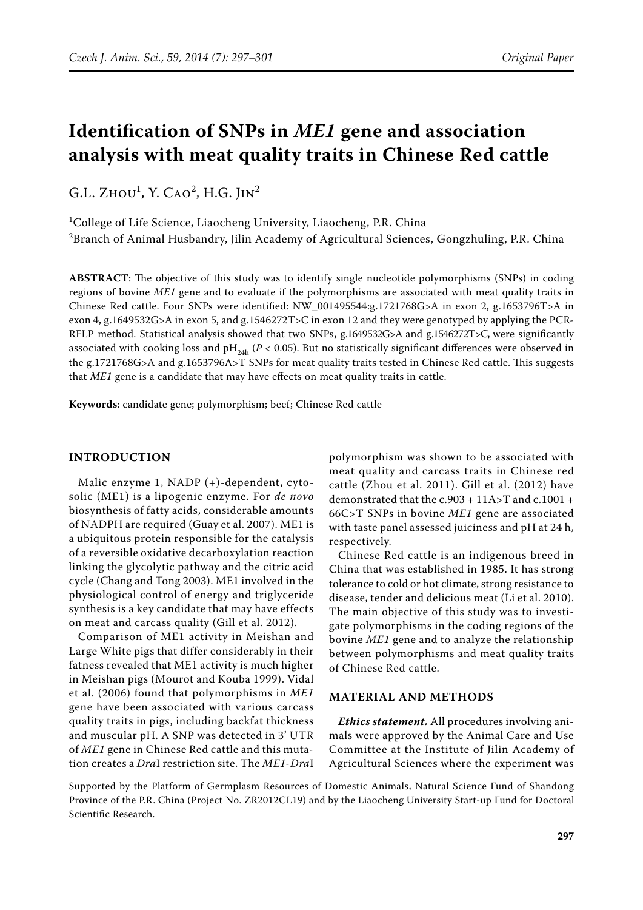# Identification of SNPs in *ME1* gene and association analysis with meat quality traits in Chinese Red cattle

G.L. Zhou[1], Y. Cao[2], H.G. Jin[2]

[1]College of Life Science, Liaocheng University, Liaocheng, P.R. China
[2]Branch of Animal Husbandry, Jilin Academy of Agricultural Sciences, Gongzhuling, P.R. China

**ABSTRACT**: The objective of this study was to identify single nucleotide polymorphisms (SNPs) in coding regions of bovine *ME1* gene and to evaluate if the polymorphisms are associated with meat quality traits in Chinese Red cattle. Four SNPs were identified: NW_001495544:g.1721768G>A in exon 2, g.1653796T>A in exon 4, g.1649532G>A in exon 5, and g.1546272T>C in exon 12 and they were genotyped by applying the PCR-RFLP method. Statistical analysis showed that two SNPs, g.1649532G>A and g.1546272T>C, were significantly associated with cooking loss and $pH_{24h}$ ($P < 0.05$). But no statistically significant differences were observed in the g.1721768G>A and g.1653796A>T SNPs for meat quality traits tested in Chinese Red cattle. This suggests that *ME1* gene is a candidate that may have effects on meat quality traits in cattle.

**Keywords**: candidate gene; polymorphism; beef; Chinese Red cattle

## INTRODUCTION

Malic enzyme 1, NADP (+)-dependent, cytosolic (ME1) is a lipogenic enzyme. For *de novo* biosynthesis of fatty acids, considerable amounts of NADPH are required (Guay et al. 2007). ME1 is a ubiquitous protein responsible for the catalysis of a reversible oxidative decarboxylation reaction linking the glycolytic pathway and the citric acid cycle (Chang and Tong 2003). ME1 involved in the physiological control of energy and triglyceride synthesis is a key candidate that may have effects on meat and carcass quality (Gill et al. 2012).

Comparison of ME1 activity in Meishan and Large White pigs that differ considerably in their fatness revealed that ME1 activity is much higher in Meishan pigs (Mourot and Kouba 1999). Vidal et al. (2006) found that polymorphisms in *ME1* gene have been associated with various carcass quality traits in pigs, including backfat thickness and muscular pH. A SNP was detected in 3' UTR of *ME1* gene in Chinese Red cattle and this mutation creates a *Dra*I restriction site. The *ME1*-*Dra*I polymorphism was shown to be associated with meat quality and carcass traits in Chinese red cattle (Zhou et al. 2011). Gill et al. (2012) have demonstrated that the c.903 + 11A>T and c.1001 + 66C>T SNPs in bovine *ME1* gene are associated with taste panel assessed juiciness and pH at 24 h, respectively.

Chinese Red cattle is an indigenous breed in China that was established in 1985. It has strong tolerance to cold or hot climate, strong resistance to disease, tender and delicious meat (Li et al. 2010). The main objective of this study was to investigate polymorphisms in the coding regions of the bovine *ME1* gene and to analyze the relationship between polymorphisms and meat quality traits of Chinese Red cattle.

## MATERIAL AND METHODS

***Ethics statement.*** All procedures involving animals were approved by the Animal Care and Use Committee at the Institute of Jilin Academy of Agricultural Sciences where the experiment was

Supported by the Platform of Germplasm Resources of Domestic Animals, Natural Science Fund of Shandong Province of the P.R. China (Project No. ZR2012CL19) and by the Liaocheng University Start-up Fund for Doctoral Scientific Research.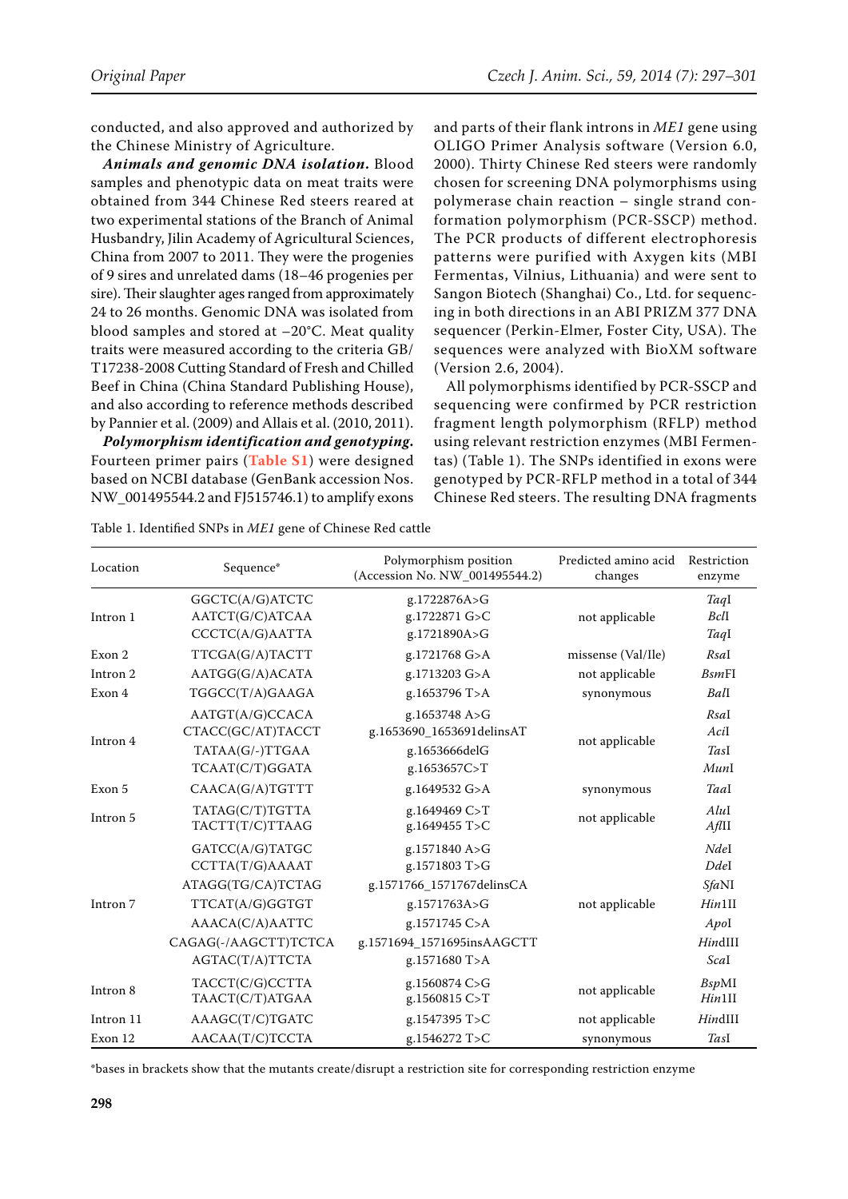conducted, and also approved and authorized by the Chinese Ministry of Agriculture.

***Animals and genomic DNA isolation.*** Blood samples and phenotypic data on meat traits were obtained from 344 Chinese Red steers reared at two experimental stations of the Branch of Animal Husbandry, Jilin Academy of Agricultural Sciences, China from 2007 to 2011. They were the progenies of 9 sires and unrelated dams (18–46 progenies per sire). Their slaughter ages ranged from approximately 24 to 26 months. Genomic DNA was isolated from blood samples and stored at −20°C. Meat quality traits were measured according to the criteria GB/T17238-2008 Cutting Standard of Fresh and Chilled Beef in China (China Standard Publishing House), and also according to reference methods described by Pannier et al. (2009) and Allais et al. (2010, 2011).

***Polymorphism identification and genotyping.*** Fourteen primer pairs (**Table S1**) were designed based on NCBI database (GenBank accession Nos. NW_001495544.2 and FJ515746.1) to amplify exons and parts of their flank introns in *ME1* gene using OLIGO Primer Analysis software (Version 6.0, 2000). Thirty Chinese Red steers were randomly chosen for screening DNA polymorphisms using polymerase chain reaction – single strand conformation polymorphism (PCR-SSCP) method. The PCR products of different electrophoresis patterns were purified with Axygen kits (MBI Fermentas, Vilnius, Lithuania) and were sent to Sangon Biotech (Shanghai) Co., Ltd. for sequencing in both directions in an ABI PRIZM 377 DNA sequencer (Perkin-Elmer, Foster City, USA). The sequences were analyzed with BioXM software (Version 2.6, 2004).

All polymorphisms identified by PCR-SSCP and sequencing were confirmed by PCR restriction fragment length polymorphism (RFLP) method using relevant restriction enzymes (MBI Fermentas) (Table 1). The SNPs identified in exons were genotyped by PCR-RFLP method in a total of 344 Chinese Red steers. The resulting DNA fragments

Table 1. Identified SNPs in *ME1* gene of Chinese Red cattle

| Location | Sequence* | Polymorphism position (Accession No. NW_001495544.2) | Predicted amino acid changes | Restriction enzyme |
|---|---|---|---|---|
| Intron 1 | GGCTC(A/G)ATCTC | g.1722876A>G | not applicable | *Taq*I |
| | AATCT(G/C)ATCAA | g.1722871 G>C | | *Bcl*I |
| | CCCTC(A/G)AATTA | g.1721890A>G | | *Taq*I |
| Exon 2 | TTCGA(G/A)TACTT | g.1721768 G>A | missense (Val/Ile) | *Rsa*I |
| Intron 2 | AATGG(G/A)ACATA | g.1713203 G>A | not applicable | *Bsm*FI |
| Exon 4 | TGGCC(T/A)GAAGA | g.1653796 T>A | synonymous | *Bal*I |
| Intron 4 | AATGT(A/G)CCACA | g.1653748 A>G | not applicable | *Rsa*I |
| | CTACC(GC/AT)TACCT | g.1653690_1653691delinsAT | | *Aci*I |
| | TATAA(G/-)TTGAA | g.1653666delG | | *Tas*I |
| | TCAAT(C/T)GGATA | g.1653657C>T | | *Mun*I |
| Exon 5 | CAACA(G/A)TGTTT | g.1649532 G>A | synonymous | *Taa*I |
| Intron 5 | TATAG(C/T)TGTTA | g.1649469 C>T | not applicable | *Alu*I |
| | TACTT(T/C)TTAAG | g.1649455 T>C | | *Afl*II |
| Intron 7 | GATCC(A/G)TATGC | g.1571840 A>G | not applicable | *Nde*I |
| | CCTTA(T/G)AAAAT | g.1571803 T>G | | *Dde*I |
| | ATAGG(TG/CA)TCTAG | g.1571766_1571767delinsCA | | *Sfa*NI |
| | TTCAT(A/G)GGTGT | g.1571763A>G | | *Hin*1II |
| | AAACA(C/A)AATTC | g.1571745 C>A | | *Apo*I |
| | CAGAG(-/AAGCTT)TCTCA | g.1571694_1571695insAAGCTT | | *Hin*dIII |
| | AGTAC(T/A)TTCTA | g.1571680 T>A | | *Sca*I |
| Intron 8 | TACCT(C/G)CCTTA | g.1560874 C>G | not applicable | *Bsp*MI |
| | TAACT(C/T)ATGAA | g.1560815 C>T | | *Hin*1II |
| Intron 11 | AAAGC(T/C)TGATC | g.1547395 T>C | not applicable | *Hin*dIII |
| Exon 12 | AACAA(T/C)TCCTA | g.1546272 T>C | synonymous | *Tas*I |

*bases in brackets show that the mutants create/disrupt a restriction site for corresponding restriction enzyme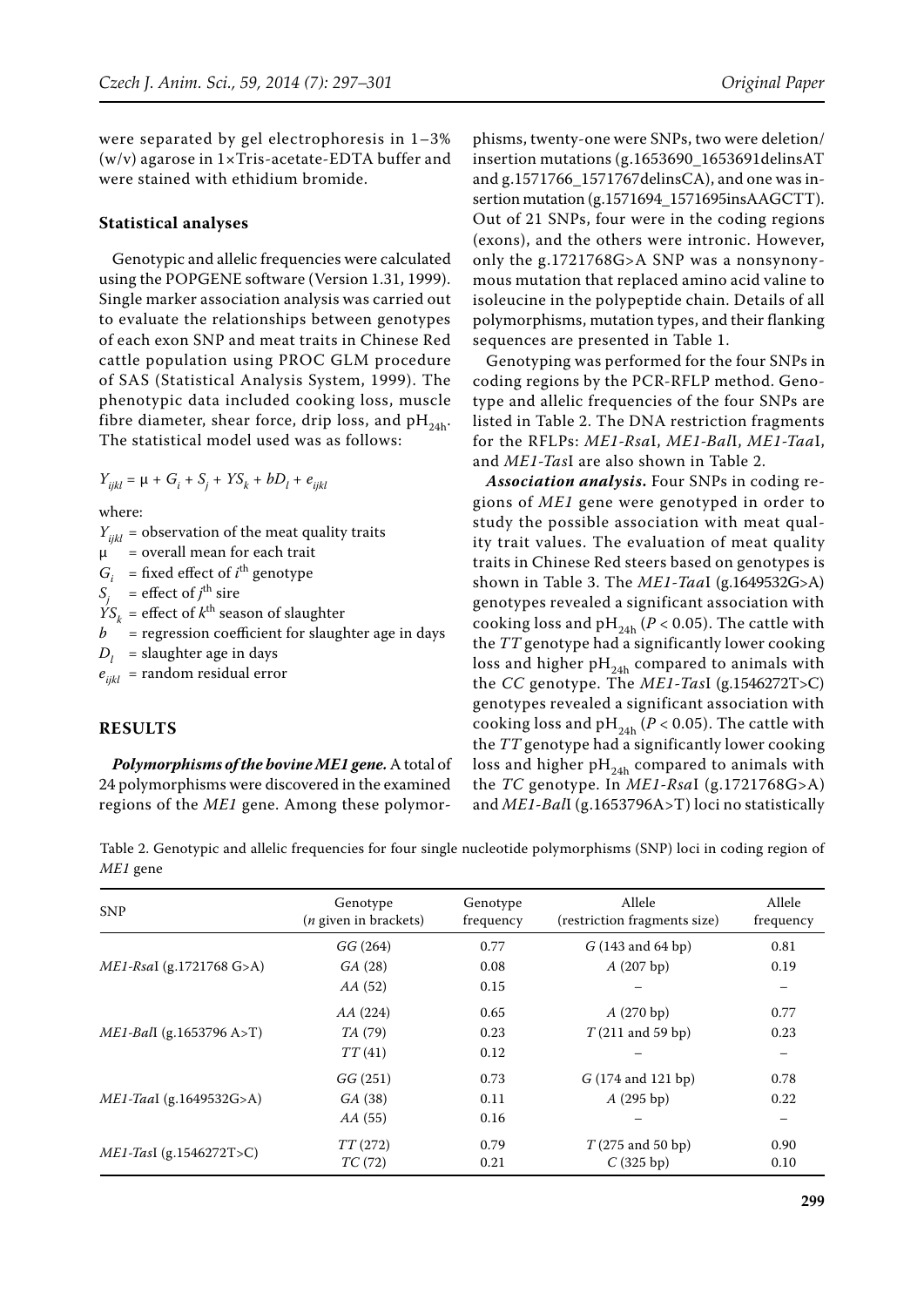were separated by gel electrophoresis in 1–3% (w/v) agarose in 1×Tris-acetate-EDTA buffer and were stained with ethidium bromide.

### Statistical analyses

Genotypic and allelic frequencies were calculated using the POPGENE software (Version 1.31, 1999). Single marker association analysis was carried out to evaluate the relationships between genotypes of each exon SNP and meat traits in Chinese Red cattle population using PROC GLM procedure of SAS (Statistical Analysis System, 1999). The phenotypic data included cooking loss, muscle fibre diameter, shear force, drip loss, and $pH_{24h}$. The statistical model used was as follows:

$$Y_{ijkl} = \mu + G_i + S_j + YS_k + bD_l + e_{ijkl}$$

where:

$Y_{ijkl}$ = observation of the meat quality traits
$\mu$ = overall mean for each trait
$G_i$ = fixed effect of $i^{th}$ genotype
$S_j$ = effect of $j^{th}$ sire
$YS_k$ = effect of $k^{th}$ season of slaughter
$b$ = regression coefficient for slaughter age in days
$D_l$ = slaughter age in days
$e_{ijkl}$ = random residual error

## RESULTS

***Polymorphisms of the bovine ME1 gene.*** A total of 24 polymorphisms were discovered in the examined regions of the *ME1* gene. Among these polymorphisms, twenty-one were SNPs, two were deletion/insertion mutations (g.1653690_1653691delinsAT and g.1571766_1571767delinsCA), and one was insertion mutation (g.1571694_1571695insAAGCTT). Out of 21 SNPs, four were in the coding regions (exons), and the others were intronic. However, only the g.1721768G>A SNP was a nonsynonymous mutation that replaced amino acid valine to isoleucine in the polypeptide chain. Details of all polymorphisms, mutation types, and their flanking sequences are presented in Table 1.

Genotyping was performed for the four SNPs in coding regions by the PCR-RFLP method. Genotype and allelic frequencies of the four SNPs are listed in Table 2. The DNA restriction fragments for the RFLPs: *ME1-Rsa*I, *ME1-Bal*I, *ME1-Taa*I, and *ME1-Tas*I are also shown in Table 2.

***Association analysis.*** Four SNPs in coding regions of *ME1* gene were genotyped in order to study the possible association with meat quality trait values. The evaluation of meat quality traits in Chinese Red steers based on genotypes is shown in Table 3. The *ME1-Taa*I (g.1649532G>A) genotypes revealed a significant association with cooking loss and $pH_{24h}$ ($P < 0.05$). The cattle with the *TT* genotype had a significantly lower cooking loss and higher $pH_{24h}$ compared to animals with the *CC* genotype. The *ME1-Tas*I (g.1546272T>C) genotypes revealed a significant association with cooking loss and $pH_{24h}$ ($P < 0.05$). The cattle with the *TT* genotype had a significantly lower cooking loss and higher $pH_{24h}$ compared to animals with the *TC* genotype. In *ME1-Rsa*I (g.1721768G>A) and *ME1-Bal*I (g.1653796A>T) loci no statistically

Table 2. Genotypic and allelic frequencies for four single nucleotide polymorphisms (SNP) loci in coding region of *ME1* gene

| SNP | Genotype (*n* given in brackets) | Genotype frequency | Allele (restriction fragments size) | Allele frequency |
|---|---|---|---|---|
| *ME1-Rsa*I (g.1721768 G>A) | *GG* (264) | 0.77 | *G* (143 and 64 bp) | 0.81 |
| | *GA* (28) | 0.08 | *A* (207 bp) | 0.19 |
| | *AA* (52) | 0.15 | – | – |
| *ME1-Bal*I (g.1653796 A>T) | *AA* (224) | 0.65 | *A* (270 bp) | 0.77 |
| | *TA* (79) | 0.23 | *T* (211 and 59 bp) | 0.23 |
| | *TT* (41) | 0.12 | – | – |
| *ME1-Taa*I (g.1649532G>A) | *GG* (251) | 0.73 | *G* (174 and 121 bp) | 0.78 |
| | *GA* (38) | 0.11 | *A* (295 bp) | 0.22 |
| | *AA* (55) | 0.16 | – | – |
| *ME1-Tas*I (g.1546272T>C) | *TT* (272) | 0.79 | *T* (275 and 50 bp) | 0.90 |
| | *TC* (72) | 0.21 | *C* (325 bp) | 0.10 |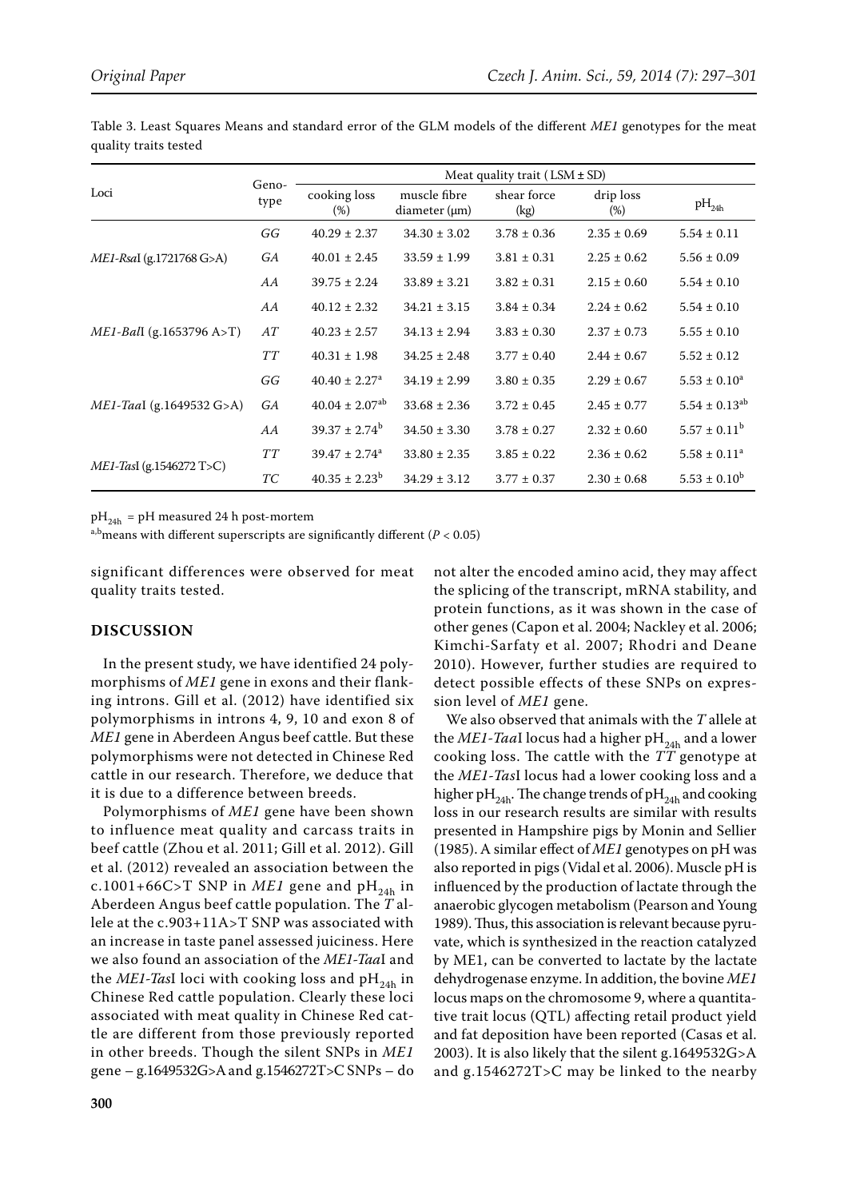Table 3. Least Squares Means and standard error of the GLM models of the different *ME1* genotypes for the meat quality traits tested

| Loci | Genotype | Meat quality trait (LSM ± SD) | | | | |
|---|---|---|---|---|---|---|
| | | cooking loss (%) | muscle fibre diameter (μm) | shear force (kg) | drip loss (%) | $pH_{24h}$ |
| *ME1-Rsa*I (g.1721768 G>A) | *GG* | 40.29 ± 2.37 | 34.30 ± 3.02 | 3.78 ± 0.36 | 2.35 ± 0.69 | 5.54 ± 0.11 |
| | *GA* | 40.01 ± 2.45 | 33.59 ± 1.99 | 3.81 ± 0.31 | 2.25 ± 0.62 | 5.56 ± 0.09 |
| | *AA* | 39.75 ± 2.24 | 33.89 ± 3.21 | 3.82 ± 0.31 | 2.15 ± 0.60 | 5.54 ± 0.10 |
| *ME1-Bal*I (g.1653796 A>T) | *AA* | 40.12 ± 2.32 | 34.21 ± 3.15 | 3.84 ± 0.34 | 2.24 ± 0.62 | 5.54 ± 0.10 |
| | *AT* | 40.23 ± 2.57 | 34.13 ± 2.94 | 3.83 ± 0.30 | 2.37 ± 0.73 | 5.55 ± 0.10 |
| | *TT* | 40.31 ± 1.98 | 34.25 ± 2.48 | 3.77 ± 0.40 | 2.44 ± 0.67 | 5.52 ± 0.12 |
| *ME1-Taa*I (g.1649532 G>A) | *GG* | 40.40 ± 2.27[a] | 34.19 ± 2.99 | 3.80 ± 0.35 | 2.29 ± 0.67 | 5.53 ± 0.10[a] |
| | *GA* | 40.04 ± 2.07[ab] | 33.68 ± 2.36 | 3.72 ± 0.45 | 2.45 ± 0.77 | 5.54 ± 0.13[ab] |
| | *AA* | 39.37 ± 2.74[b] | 34.50 ± 3.30 | 3.78 ± 0.27 | 2.32 ± 0.60 | 5.57 ± 0.11[b] |
| *ME1-Tas*I (g.1546272 T>C) | *TT* | 39.47 ± 2.74[a] | 33.80 ± 2.35 | 3.85 ± 0.22 | 2.36 ± 0.62 | 5.58 ± 0.11[a] |
| | *TC* | 40.35 ± 2.23[b] | 34.29 ± 3.12 | 3.77 ± 0.37 | 2.30 ± 0.68 | 5.53 ± 0.10[b] |

$pH_{24h}$ = pH measured 24 h post-mortem

[a,b]means with different superscripts are significantly different ($P < 0.05$)

significant differences were observed for meat quality traits tested.

## DISCUSSION

In the present study, we have identified 24 polymorphisms of *ME1* gene in exons and their flanking introns. Gill et al. (2012) have identified six polymorphisms in introns 4, 9, 10 and exon 8 of *ME1* gene in Aberdeen Angus beef cattle. But these polymorphisms were not detected in Chinese Red cattle in our research. Therefore, we deduce that it is due to a difference between breeds.

Polymorphisms of *ME1* gene have been shown to influence meat quality and carcass traits in beef cattle (Zhou et al. 2011; Gill et al. 2012). Gill et al. (2012) revealed an association between the c.1001+66C>T SNP in *ME1* gene and $pH_{24h}$ in Aberdeen Angus beef cattle population. The *T* allele at the c.903+11A>T SNP was associated with an increase in taste panel assessed juiciness. Here we also found an association of the *ME1-Taa*I and the *ME1-Tas*I loci with cooking loss and $pH_{24h}$ in Chinese Red cattle population. Clearly these loci associated with meat quality in Chinese Red cattle are different from those previously reported in other breeds. Though the silent SNPs in *ME1* gene – g.1649532G>A and g.1546272T>C SNPs – do not alter the encoded amino acid, they may affect the splicing of the transcript, mRNA stability, and protein functions, as it was shown in the case of other genes (Capon et al. 2004; Nackley et al. 2006; Kimchi-Sarfaty et al. 2007; Rhodri and Deane 2010). However, further studies are required to detect possible effects of these SNPs on expression level of *ME1* gene.

We also observed that animals with the *T* allele at the *ME1-Taa*I locus had a higher $pH_{24h}$ and a lower cooking loss. The cattle with the *TT* genotype at the *ME1-Tas*I locus had a lower cooking loss and a higher $pH_{24h}$. The change trends of $pH_{24h}$ and cooking loss in our research results are similar with results presented in Hampshire pigs by Monin and Sellier (1985). A similar effect of *ME1* genotypes on pH was also reported in pigs (Vidal et al. 2006). Muscle pH is influenced by the production of lactate through the anaerobic glycogen metabolism (Pearson and Young 1989). Thus, this association is relevant because pyruvate, which is synthesized in the reaction catalyzed by ME1, can be converted to lactate by the lactate dehydrogenase enzyme. In addition, the bovine *ME1* locus maps on the chromosome 9, where a quantitative trait locus (QTL) affecting retail product yield and fat deposition have been reported (Casas et al. 2003). It is also likely that the silent g.1649532G>A and g.1546272T>C may be linked to the nearby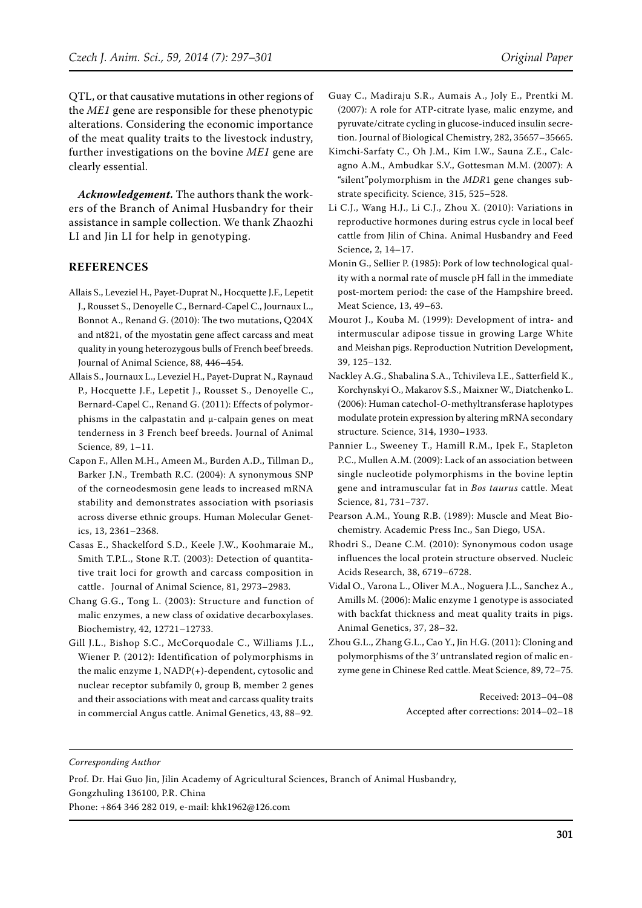QTL, or that causative mutations in other regions of the *ME1* gene are responsible for these phenotypic alterations. Considering the economic importance of the meat quality traits to the livestock industry, further investigations on the bovine *ME1* gene are clearly essential.

***Acknowledgement.*** The authors thank the workers of the Branch of Animal Husbandry for their assistance in sample collection. We thank Zhaozhi LI and Jin LI for help in genotyping.

## REFERENCES

Allais S., Leveziel H., Payet-Duprat N., Hocquette J.F., Lepetit J., Rousset S., Denoyelle C., Bernard-Capel C., Journaux L., Bonnot A., Renand G. (2010): The two mutations, Q204X and nt821, of the myostatin gene affect carcass and meat quality in young heterozygous bulls of French beef breeds. Journal of Animal Science, 88, 446–454.

Allais S., Journaux L., Leveziel H., Payet-Duprat N., Raynaud P., Hocquette J.F., Lepetit J., Rousset S., Denoyelle C., Bernard-Capel C., Renand G. (2011): Effects of polymorphisms in the calpastatin and μ-calpain genes on meat tenderness in 3 French beef breeds. Journal of Animal Science, 89, 1–11.

Capon F., Allen M.H., Ameen M., Burden A.D., Tillman D., Barker J.N., Trembath R.C. (2004): A synonymous SNP of the corneodesmosin gene leads to increased mRNA stability and demonstrates association with psoriasis across diverse ethnic groups. Human Molecular Genetics, 13, 2361–2368.

Casas E., Shackelford S.D., Keele J.W., Koohmaraie M., Smith T.P.L., Stone R.T. (2003): Detection of quantitative trait loci for growth and carcass composition in cattle. Journal of Animal Science, 81, 2973–2983.

Chang G.G., Tong L. (2003): Structure and function of malic enzymes, a new class of oxidative decarboxylases. Biochemistry, 42, 12721–12733.

Gill J.L., Bishop S.C., McCorquodale C., Williams J.L., Wiener P. (2012): Identification of polymorphisms in the malic enzyme 1, NADP(+)-dependent, cytosolic and nuclear receptor subfamily 0, group B, member 2 genes and their associations with meat and carcass quality traits in commercial Angus cattle. Animal Genetics, 43, 88–92.

Guay C., Madiraju S.R., Aumais A., Joly E., Prentki M. (2007): A role for ATP-citrate lyase, malic enzyme, and pyruvate/citrate cycling in glucose-induced insulin secretion. Journal of Biological Chemistry, 282, 35657–35665.

Kimchi-Sarfaty C., Oh J.M., Kim I.W., Sauna Z.E., Calcagno A.M., Ambudkar S.V., Gottesman M.M. (2007): A "silent"polymorphism in the *MDR*1 gene changes substrate specificity. Science, 315, 525–528.

Li C.J., Wang H.J., Li C.J., Zhou X. (2010): Variations in reproductive hormones during estrus cycle in local beef cattle from Jilin of China. Animal Husbandry and Feed Science, 2, 14–17.

Monin G., Sellier P. (1985): Pork of low technological quality with a normal rate of muscle pH fall in the immediate post-mortem period: the case of the Hampshire breed. Meat Science, 13, 49–63.

Mourot J., Kouba M. (1999): Development of intra- and intermuscular adipose tissue in growing Large White and Meishan pigs. Reproduction Nutrition Development, 39, 125–132.

Nackley A.G., Shabalina S.A., Tchivileva I.E., Satterfield K., Korchynskyi O., Makarov S.S., Maixner W., Diatchenko L. (2006): Human catechol-*O*-methyltransferase haplotypes modulate protein expression by altering mRNA secondary structure. Science, 314, 1930–1933.

Pannier L., Sweeney T., Hamill R.M., Ipek F., Stapleton P.C., Mullen A.M. (2009): Lack of an association between single nucleotide polymorphisms in the bovine leptin gene and intramuscular fat in *Bos taurus* cattle. Meat Science, 81, 731–737.

Pearson A.M., Young R.B. (1989): Muscle and Meat Biochemistry. Academic Press Inc., San Diego, USA.

Rhodri S., Deane C.M. (2010): Synonymous codon usage influences the local protein structure observed. Nucleic Acids Research, 38, 6719–6728.

Vidal O., Varona L., Oliver M.A., Noguera J.L., Sanchez A., Amills M. (2006): Malic enzyme 1 genotype is associated with backfat thickness and meat quality traits in pigs. Animal Genetics, 37, 28–32.

Zhou G.L., Zhang G.L., Cao Y., Jin H.G. (2011): Cloning and polymorphisms of the 3′ untranslated region of malic enzyme gene in Chinese Red cattle. Meat Science, 89, 72–75.

Received: 2013–04–08
Accepted after corrections: 2014–02–18

*Corresponding Author*

Prof. Dr. Hai Guo Jin, Jilin Academy of Agricultural Sciences, Branch of Animal Husbandry, Gongzhuling 136100, P.R. China
Phone: +864 346 282 019, e-mail: khk1962@126.com